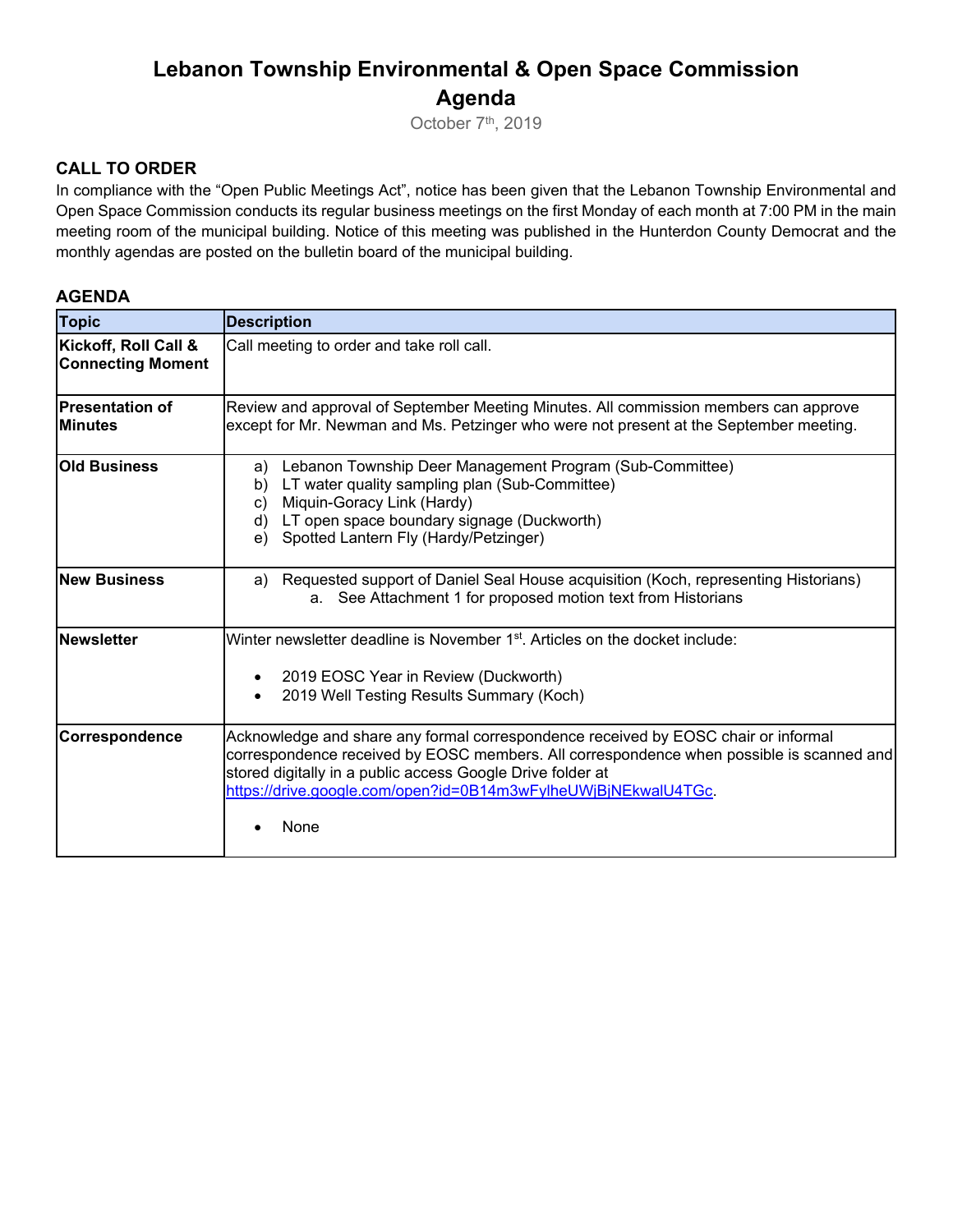# Lebanon Township Environmental & Open Space Commission
# Agenda

October 7th, 2019

### CALL TO ORDER

In compliance with the "Open Public Meetings Act", notice has been given that the Lebanon Township Environmental and Open Space Commission conducts its regular business meetings on the first Monday of each month at 7:00 PM in the main meeting room of the municipal building. Notice of this meeting was published in the Hunterdon County Democrat and the monthly agendas are posted on the bulletin board of the municipal building.

### AGENDA

| Topic | Description |
|---|---|
| **Kickoff, Roll Call & Connecting Moment** | Call meeting to order and take roll call. |
| **Presentation of Minutes** | Review and approval of September Meeting Minutes. All commission members can approve except for Mr. Newman and Ms. Petzinger who were not present at the September meeting. |
| **Old Business** | a) Lebanon Township Deer Management Program (Sub-Committee)<br>b) LT water quality sampling plan (Sub-Committee)<br>c) Miquin-Goracy Link (Hardy)<br>d) LT open space boundary signage (Duckworth)<br>e) Spotted Lantern Fly (Hardy/Petzinger) |
| **New Business** | a) Requested support of Daniel Seal House acquisition (Koch, representing Historians)<br>&nbsp;&nbsp;&nbsp;&nbsp;a. See Attachment 1 for proposed motion text from Historians |
| **Newsletter** | Winter newsletter deadline is November 1st. Articles on the docket include:<br>• 2019 EOSC Year in Review (Duckworth)<br>• 2019 Well Testing Results Summary (Koch) |
| **Correspondence** | Acknowledge and share any formal correspondence received by EOSC chair or informal correspondence received by EOSC members. All correspondence when possible is scanned and stored digitally in a public access Google Drive folder at https://drive.google.com/open?id=0B14m3wFylheUWjBjNEkwalU4TGc.<br>• None |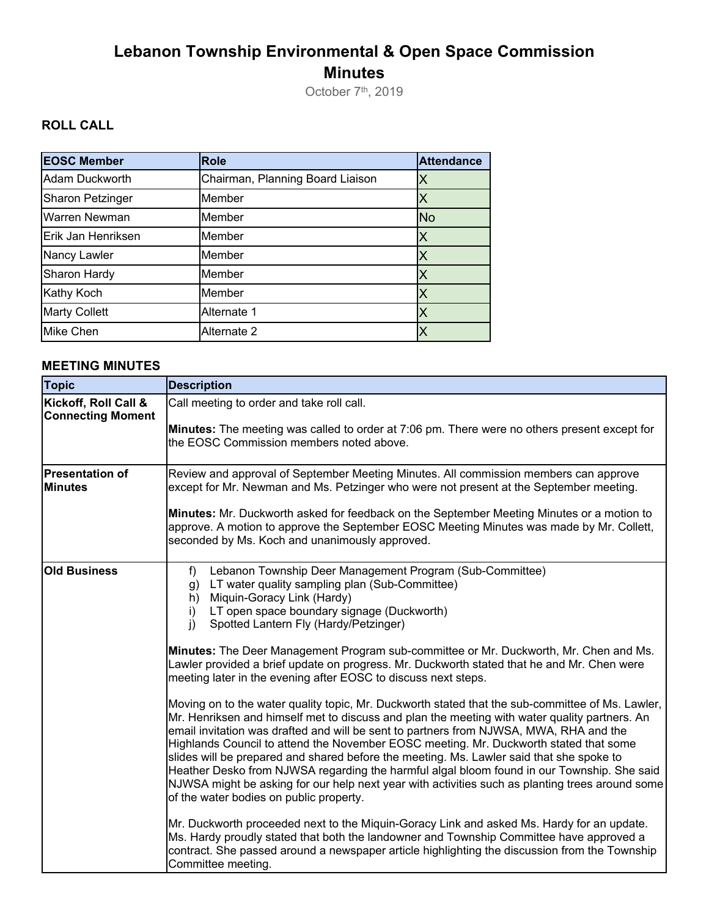# Lebanon Township Environmental & Open Space Commission Minutes

October 7th, 2019

## ROLL CALL

| EOSC Member | Role | Attendance |
|---|---|---|
| Adam Duckworth | Chairman, Planning Board Liaison | X |
| Sharon Petzinger | Member | X |
| Warren Newman | Member | No |
| Erik Jan Henriksen | Member | X |
| Nancy Lawler | Member | X |
| Sharon Hardy | Member | X |
| Kathy Koch | Member | X |
| Marty Collett | Alternate 1 | X |
| Mike Chen | Alternate 2 | X |

## MEETING MINUTES

| Topic | Description |
|---|---|
| **Kickoff, Roll Call & Connecting Moment** | Call meeting to order and take roll call.<br><br>**Minutes:** The meeting was called to order at 7:06 pm. There were no others present except for the EOSC Commission members noted above. |
| **Presentation of Minutes** | Review and approval of September Meeting Minutes. All commission members can approve except for Mr. Newman and Ms. Petzinger who were not present at the September meeting.<br><br>**Minutes:** Mr. Duckworth asked for feedback on the September Meeting Minutes or a motion to approve. A motion to approve the September EOSC Meeting Minutes was made by Mr. Collett, seconded by Ms. Koch and unanimously approved. |
| **Old Business** | f) Lebanon Township Deer Management Program (Sub-Committee)<br>g) LT water quality sampling plan (Sub-Committee)<br>h) Miquin-Goracy Link (Hardy)<br>i) LT open space boundary signage (Duckworth)<br>j) Spotted Lantern Fly (Hardy/Petzinger)<br><br>**Minutes:** The Deer Management Program sub-committee or Mr. Duckworth, Mr. Chen and Ms. Lawler provided a brief update on progress. Mr. Duckworth stated that he and Mr. Chen were meeting later in the evening after EOSC to discuss next steps.<br><br>Moving on to the water quality topic, Mr. Duckworth stated that the sub-committee of Ms. Lawler, Mr. Henriksen and himself met to discuss and plan the meeting with water quality partners. An email invitation was drafted and will be sent to partners from NJWSA, MWA, RHA and the Highlands Council to attend the November EOSC meeting. Mr. Duckworth stated that some slides will be prepared and shared before the meeting. Ms. Lawler said that she spoke to Heather Desko from NJWSA regarding the harmful algal bloom found in our Township. She said NJWSA might be asking for our help next year with activities such as planting trees around some of the water bodies on public property.<br><br>Mr. Duckworth proceeded next to the Miquin-Goracy Link and asked Ms. Hardy for an update. Ms. Hardy proudly stated that both the landowner and Township Committee have approved a contract. She passed around a newspaper article highlighting the discussion from the Township Committee meeting. |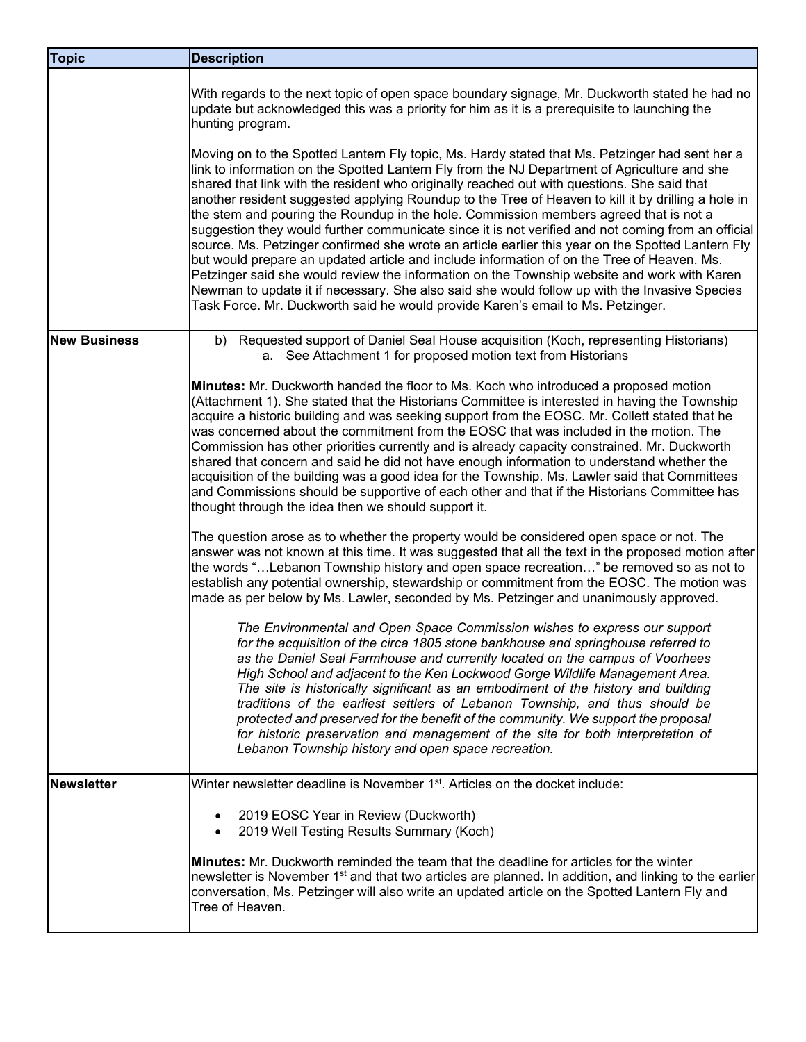| Topic | Description |
| --- | --- |
| | With regards to the next topic of open space boundary signage, Mr. Duckworth stated he had no update but acknowledged this was a priority for him as it is a prerequisite to launching the hunting program.<br><br>Moving on to the Spotted Lantern Fly topic, Ms. Hardy stated that Ms. Petzinger had sent her a link to information on the Spotted Lantern Fly from the NJ Department of Agriculture and she shared that link with the resident who originally reached out with questions. She said that another resident suggested applying Roundup to the Tree of Heaven to kill it by drilling a hole in the stem and pouring the Roundup in the hole. Commission members agreed that is not a suggestion they would further communicate since it is not verified and not coming from an official source. Ms. Petzinger confirmed she wrote an article earlier this year on the Spotted Lantern Fly but would prepare an updated article and include information of on the Tree of Heaven. Ms. Petzinger said she would review the information on the Township website and work with Karen Newman to update it if necessary. She also said she would follow up with the Invasive Species Task Force. Mr. Duckworth said he would provide Karen's email to Ms. Petzinger. |
| **New Business** | b) Requested support of Daniel Seal House acquisition (Koch, representing Historians)<br>&nbsp;&nbsp;&nbsp;&nbsp;a. See Attachment 1 for proposed motion text from Historians<br><br>**Minutes:** Mr. Duckworth handed the floor to Ms. Koch who introduced a proposed motion (Attachment 1). She stated that the Historians Committee is interested in having the Township acquire a historic building and was seeking support from the EOSC. Mr. Collett stated that he was concerned about the commitment from the EOSC that was included in the motion. The Commission has other priorities currently and is already capacity constrained. Mr. Duckworth shared that concern and said he did not have enough information to understand whether the acquisition of the building was a good idea for the Township. Ms. Lawler said that Committees and Commissions should be supportive of each other and that if the Historians Committee has thought through the idea then we should support it.<br><br>The question arose as to whether the property would be considered open space or not. The answer was not known at this time. It was suggested that all the text in the proposed motion after the words "…Lebanon Township history and open space recreation…" be removed so as not to establish any potential ownership, stewardship or commitment from the EOSC. The motion was made as per below by Ms. Lawler, seconded by Ms. Petzinger and unanimously approved.<br><br>*The Environmental and Open Space Commission wishes to express our support for the acquisition of the circa 1805 stone bankhouse and springhouse referred to as the Daniel Seal Farmhouse and currently located on the campus of Voorhees High School and adjacent to the Ken Lockwood Gorge Wildlife Management Area. The site is historically significant as an embodiment of the history and building traditions of the earliest settlers of Lebanon Township, and thus should be protected and preserved for the benefit of the community. We support the proposal for historic preservation and management of the site for both interpretation of Lebanon Township history and open space recreation.* |
| **Newsletter** | Winter newsletter deadline is November 1st. Articles on the docket include:<br><br>• 2019 EOSC Year in Review (Duckworth)<br>• 2019 Well Testing Results Summary (Koch)<br><br>**Minutes:** Mr. Duckworth reminded the team that the deadline for articles for the winter newsletter is November 1st and that two articles are planned. In addition, and linking to the earlier conversation, Ms. Petzinger will also write an updated article on the Spotted Lantern Fly and Tree of Heaven. |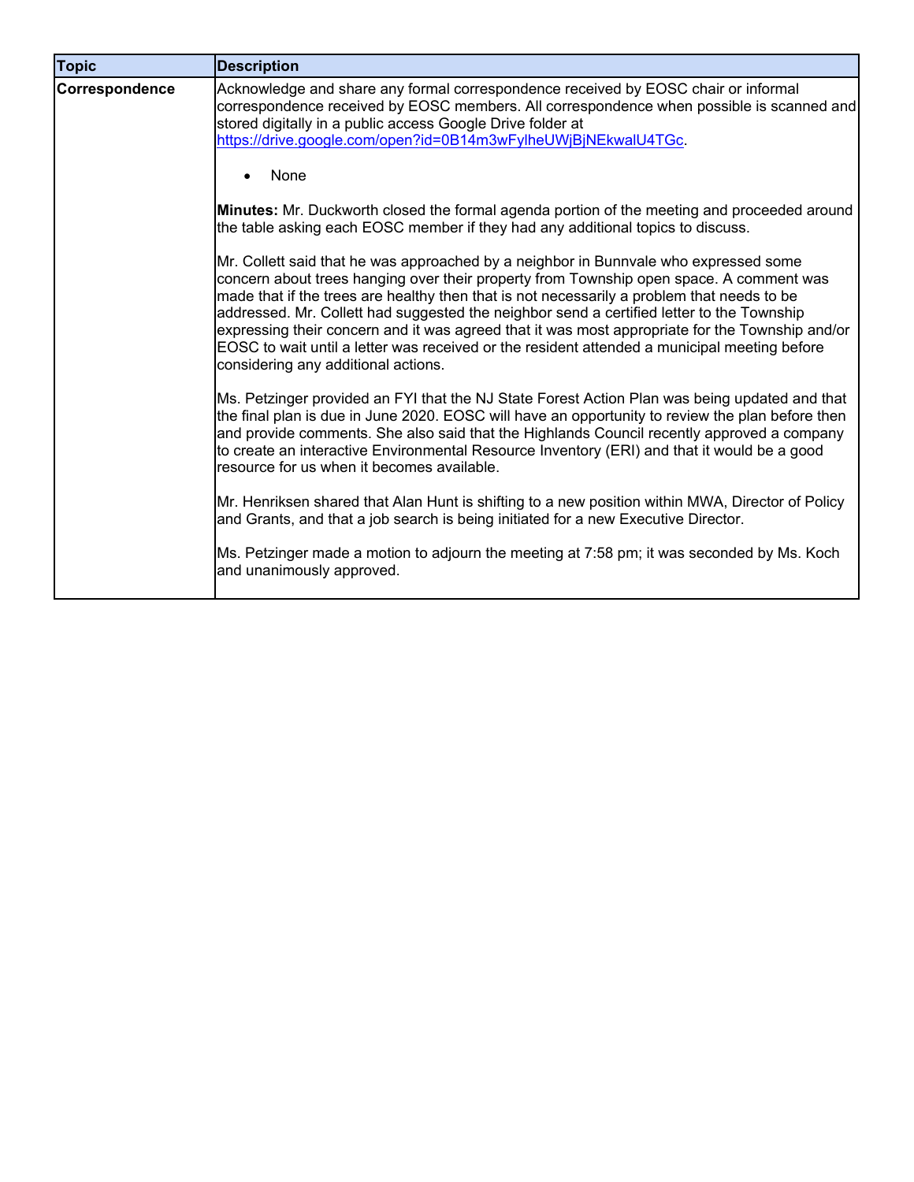| Topic | Description |
|---|---|
| **Correspondence** | Acknowledge and share any formal correspondence received by EOSC chair or informal correspondence received by EOSC members. All correspondence when possible is scanned and stored digitally in a public access Google Drive folder at [https://drive.google.com/open?id=0B14m3wFylheUWjBjNEkwalU4TGc](https://drive.google.com/open?id=0B14m3wFylheUWjBjNEkwalU4TGc).<br><br>• None<br><br>**Minutes:** Mr. Duckworth closed the formal agenda portion of the meeting and proceeded around the table asking each EOSC member if they had any additional topics to discuss.<br><br>Mr. Collett said that he was approached by a neighbor in Bunnvale who expressed some concern about trees hanging over their property from Township open space. A comment was made that if the trees are healthy then that is not necessarily a problem that needs to be addressed. Mr. Collett had suggested the neighbor send a certified letter to the Township expressing their concern and it was agreed that it was most appropriate for the Township and/or EOSC to wait until a letter was received or the resident attended a municipal meeting before considering any additional actions.<br><br>Ms. Petzinger provided an FYI that the NJ State Forest Action Plan was being updated and that the final plan is due in June 2020. EOSC will have an opportunity to review the plan before then and provide comments. She also said that the Highlands Council recently approved a company to create an interactive Environmental Resource Inventory (ERI) and that it would be a good resource for us when it becomes available.<br><br>Mr. Henriksen shared that Alan Hunt is shifting to a new position within MWA, Director of Policy and Grants, and that a job search is being initiated for a new Executive Director.<br><br>Ms. Petzinger made a motion to adjourn the meeting at 7:58 pm; it was seconded by Ms. Koch and unanimously approved. |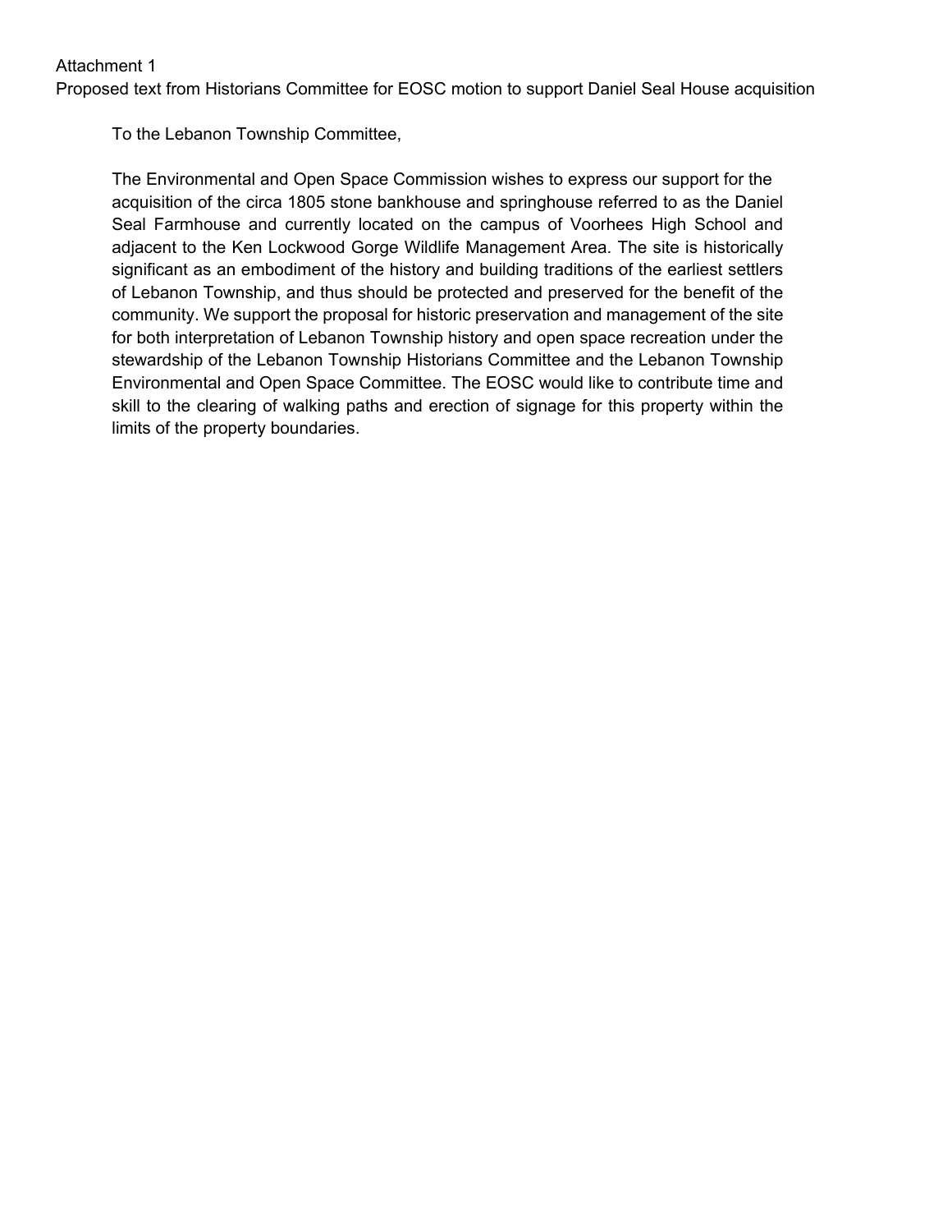Attachment 1
Proposed text from Historians Committee for EOSC motion to support Daniel Seal House acquisition

To the Lebanon Township Committee,

The Environmental and Open Space Commission wishes to express our support for the acquisition of the circa 1805 stone bankhouse and springhouse referred to as the Daniel Seal Farmhouse and currently located on the campus of Voorhees High School and adjacent to the Ken Lockwood Gorge Wildlife Management Area. The site is historically significant as an embodiment of the history and building traditions of the earliest settlers of Lebanon Township, and thus should be protected and preserved for the benefit of the community. We support the proposal for historic preservation and management of the site for both interpretation of Lebanon Township history and open space recreation under the stewardship of the Lebanon Township Historians Committee and the Lebanon Township Environmental and Open Space Committee. The EOSC would like to contribute time and skill to the clearing of walking paths and erection of signage for this property within the limits of the property boundaries.